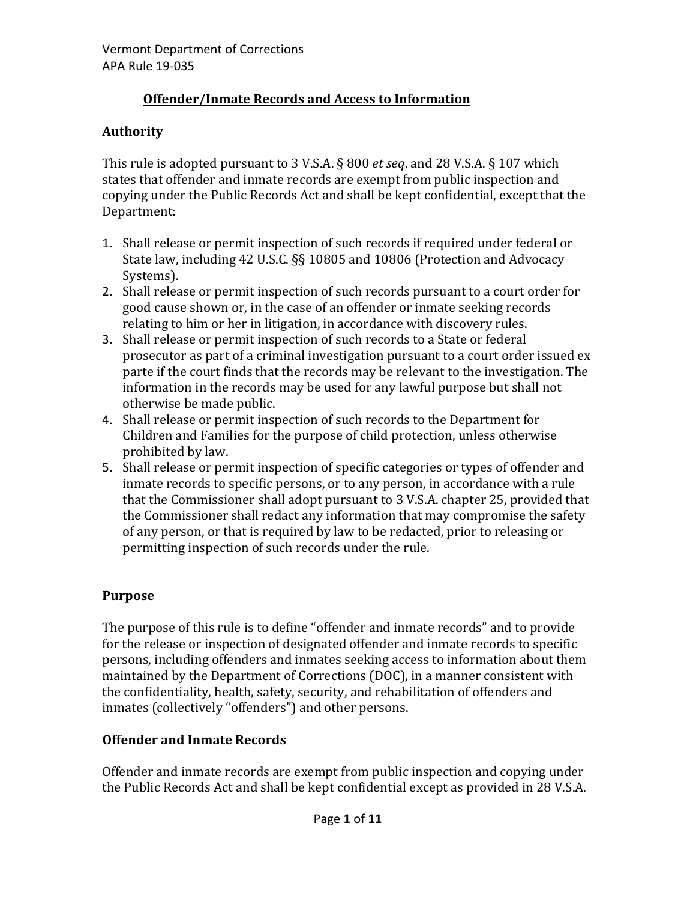Vermont Department of Corrections
APA Rule 19-035

# Offender/Inmate Records and Access to Information

## Authority

This rule is adopted pursuant to 3 V.S.A. § 800 *et seq*. and 28 V.S.A. § 107 which states that offender and inmate records are exempt from public inspection and copying under the Public Records Act and shall be kept confidential, except that the Department:

1. Shall release or permit inspection of such records if required under federal or State law, including 42 U.S.C. §§ 10805 and 10806 (Protection and Advocacy Systems).
2. Shall release or permit inspection of such records pursuant to a court order for good cause shown or, in the case of an offender or inmate seeking records relating to him or her in litigation, in accordance with discovery rules.
3. Shall release or permit inspection of such records to a State or federal prosecutor as part of a criminal investigation pursuant to a court order issued ex parte if the court finds that the records may be relevant to the investigation. The information in the records may be used for any lawful purpose but shall not otherwise be made public.
4. Shall release or permit inspection of such records to the Department for Children and Families for the purpose of child protection, unless otherwise prohibited by law.
5. Shall release or permit inspection of specific categories or types of offender and inmate records to specific persons, or to any person, in accordance with a rule that the Commissioner shall adopt pursuant to 3 V.S.A. chapter 25, provided that the Commissioner shall redact any information that may compromise the safety of any person, or that is required by law to be redacted, prior to releasing or permitting inspection of such records under the rule.

## Purpose

The purpose of this rule is to define "offender and inmate records" and to provide for the release or inspection of designated offender and inmate records to specific persons, including offenders and inmates seeking access to information about them maintained by the Department of Corrections (DOC), in a manner consistent with the confidentiality, health, safety, security, and rehabilitation of offenders and inmates (collectively "offenders") and other persons.

## Offender and Inmate Records

Offender and inmate records are exempt from public inspection and copying under the Public Records Act and shall be kept confidential except as provided in 28 V.S.A.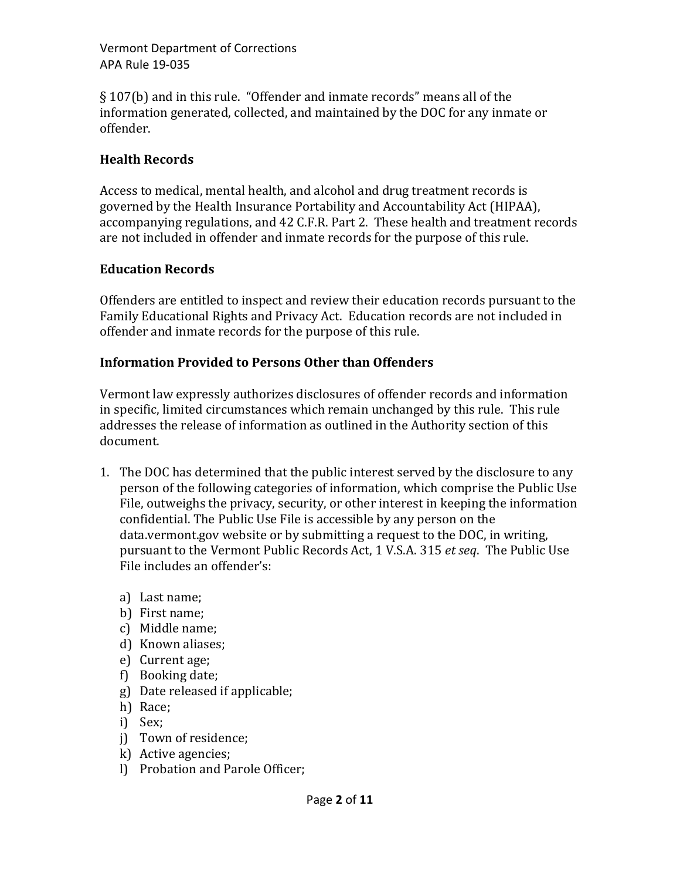§ 107(b) and in this rule. "Offender and inmate records" means all of the information generated, collected, and maintained by the DOC for any inmate or offender.

### Health Records

Access to medical, mental health, and alcohol and drug treatment records is governed by the Health Insurance Portability and Accountability Act (HIPAA), accompanying regulations, and 42 C.F.R. Part 2. These health and treatment records are not included in offender and inmate records for the purpose of this rule.

### Education Records

Offenders are entitled to inspect and review their education records pursuant to the Family Educational Rights and Privacy Act. Education records are not included in offender and inmate records for the purpose of this rule.

### Information Provided to Persons Other than Offenders

Vermont law expressly authorizes disclosures of offender records and information in specific, limited circumstances which remain unchanged by this rule. This rule addresses the release of information as outlined in the Authority section of this document.

1. The DOC has determined that the public interest served by the disclosure to any person of the following categories of information, which comprise the Public Use File, outweighs the privacy, security, or other interest in keeping the information confidential. The Public Use File is accessible by any person on the data.vermont.gov website or by submitting a request to the DOC, in writing, pursuant to the Vermont Public Records Act, 1 V.S.A. 315 *et seq*. The Public Use File includes an offender's:

   a) Last name;
   b) First name;
   c) Middle name;
   d) Known aliases;
   e) Current age;
   f) Booking date;
   g) Date released if applicable;
   h) Race;
   i) Sex;
   j) Town of residence;
   k) Active agencies;
   l) Probation and Parole Officer;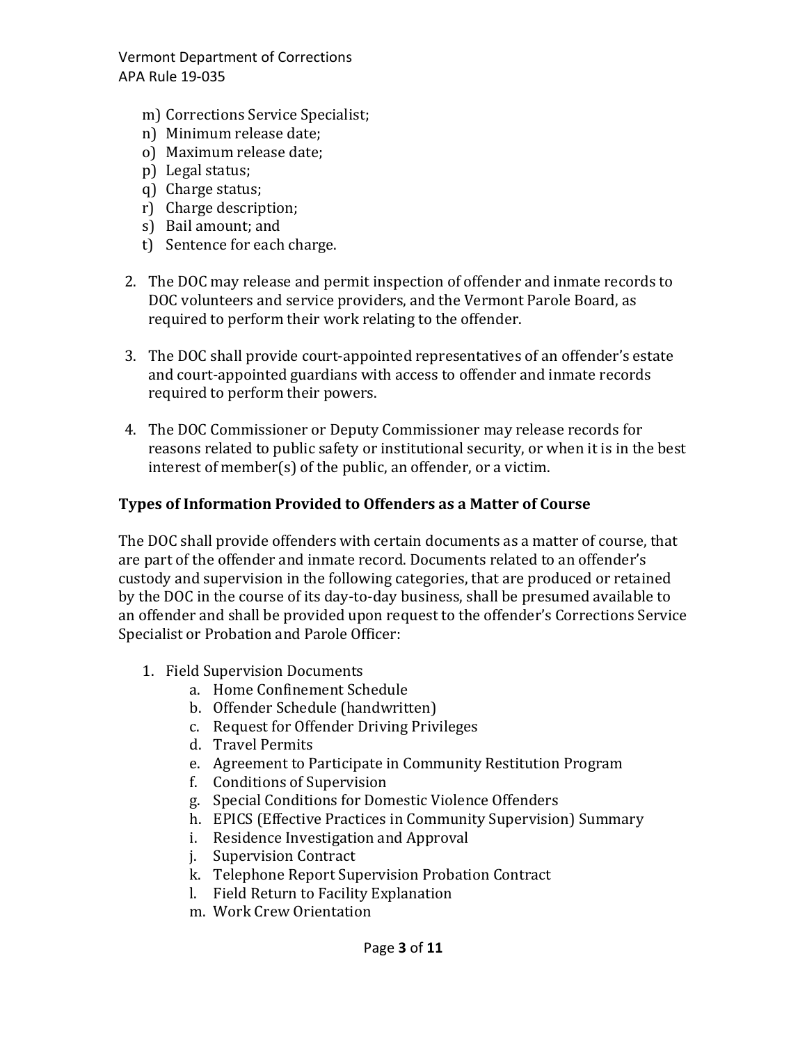m) Corrections Service Specialist;
n) Minimum release date;
o) Maximum release date;
p) Legal status;
q) Charge status;
r) Charge description;
s) Bail amount; and
t) Sentence for each charge.

2. The DOC may release and permit inspection of offender and inmate records to DOC volunteers and service providers, and the Vermont Parole Board, as required to perform their work relating to the offender.

3. The DOC shall provide court-appointed representatives of an offender's estate and court-appointed guardians with access to offender and inmate records required to perform their powers.

4. The DOC Commissioner or Deputy Commissioner may release records for reasons related to public safety or institutional security, or when it is in the best interest of member(s) of the public, an offender, or a victim.

**Types of Information Provided to Offenders as a Matter of Course**

The DOC shall provide offenders with certain documents as a matter of course, that are part of the offender and inmate record. Documents related to an offender's custody and supervision in the following categories, that are produced or retained by the DOC in the course of its day-to-day business, shall be presumed available to an offender and shall be provided upon request to the offender's Corrections Service Specialist or Probation and Parole Officer:

1. Field Supervision Documents
    a. Home Confinement Schedule
    b. Offender Schedule (handwritten)
    c. Request for Offender Driving Privileges
    d. Travel Permits
    e. Agreement to Participate in Community Restitution Program
    f. Conditions of Supervision
    g. Special Conditions for Domestic Violence Offenders
    h. EPICS (Effective Practices in Community Supervision) Summary
    i. Residence Investigation and Approval
    j. Supervision Contract
    k. Telephone Report Supervision Probation Contract
    l. Field Return to Facility Explanation
    m. Work Crew Orientation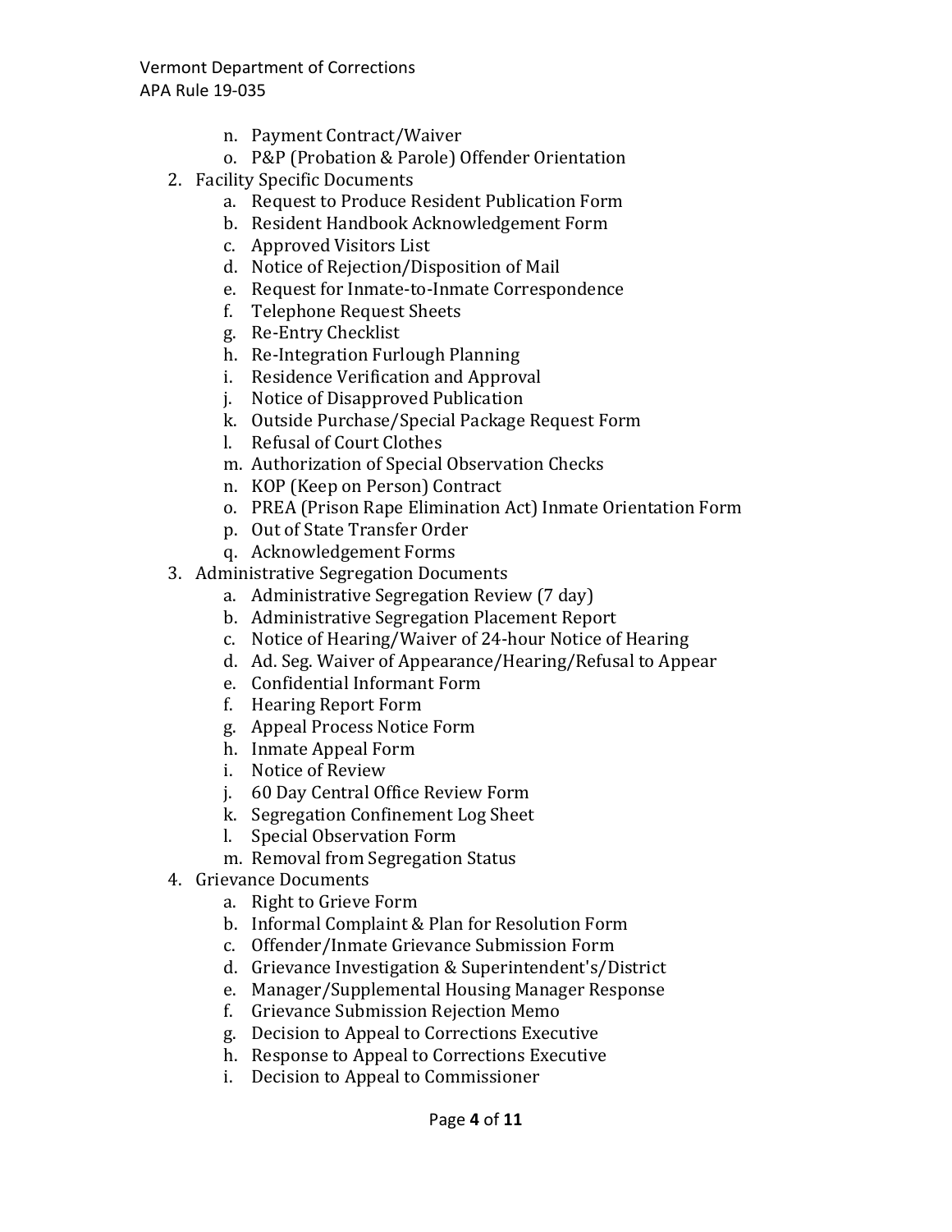n. Payment Contract/Waiver
   o. P&P (Probation & Parole) Offender Orientation

2. Facility Specific Documents
   a. Request to Produce Resident Publication Form
   b. Resident Handbook Acknowledgement Form
   c. Approved Visitors List
   d. Notice of Rejection/Disposition of Mail
   e. Request for Inmate-to-Inmate Correspondence
   f. Telephone Request Sheets
   g. Re-Entry Checklist
   h. Re-Integration Furlough Planning
   i. Residence Verification and Approval
   j. Notice of Disapproved Publication
   k. Outside Purchase/Special Package Request Form
   l. Refusal of Court Clothes
   m. Authorization of Special Observation Checks
   n. KOP (Keep on Person) Contract
   o. PREA (Prison Rape Elimination Act) Inmate Orientation Form
   p. Out of State Transfer Order
   q. Acknowledgement Forms

3. Administrative Segregation Documents
   a. Administrative Segregation Review (7 day)
   b. Administrative Segregation Placement Report
   c. Notice of Hearing/Waiver of 24-hour Notice of Hearing
   d. Ad. Seg. Waiver of Appearance/Hearing/Refusal to Appear
   e. Confidential Informant Form
   f. Hearing Report Form
   g. Appeal Process Notice Form
   h. Inmate Appeal Form
   i. Notice of Review
   j. 60 Day Central Office Review Form
   k. Segregation Confinement Log Sheet
   l. Special Observation Form
   m. Removal from Segregation Status

4. Grievance Documents
   a. Right to Grieve Form
   b. Informal Complaint & Plan for Resolution Form
   c. Offender/Inmate Grievance Submission Form
   d. Grievance Investigation & Superintendent's/District
   e. Manager/Supplemental Housing Manager Response
   f. Grievance Submission Rejection Memo
   g. Decision to Appeal to Corrections Executive
   h. Response to Appeal to Corrections Executive
   i. Decision to Appeal to Commissioner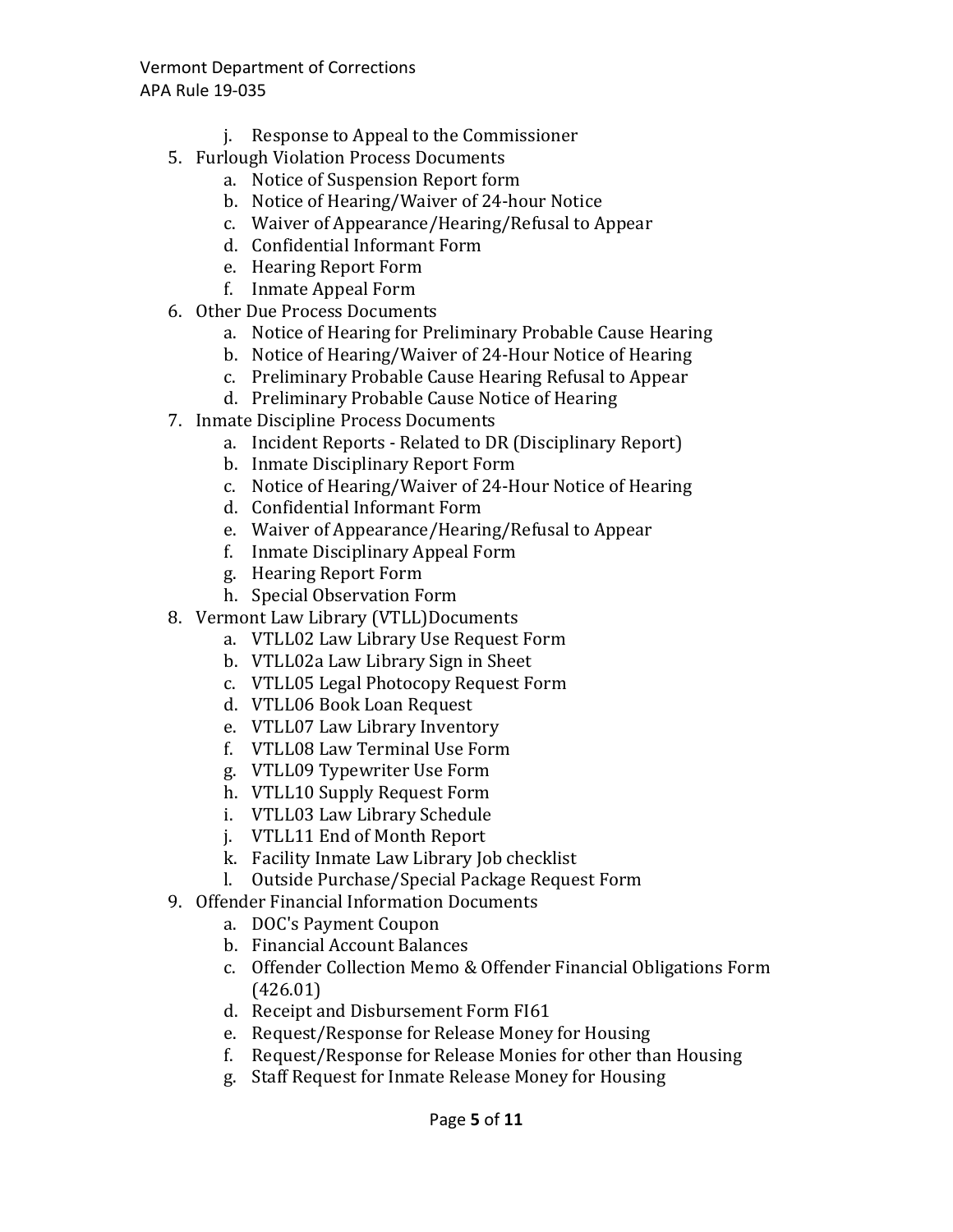j. Response to Appeal to the Commissioner

5. Furlough Violation Process Documents
   a. Notice of Suspension Report form
   b. Notice of Hearing/Waiver of 24-hour Notice
   c. Waiver of Appearance/Hearing/Refusal to Appear
   d. Confidential Informant Form
   e. Hearing Report Form
   f. Inmate Appeal Form
6. Other Due Process Documents
   a. Notice of Hearing for Preliminary Probable Cause Hearing
   b. Notice of Hearing/Waiver of 24-Hour Notice of Hearing
   c. Preliminary Probable Cause Hearing Refusal to Appear
   d. Preliminary Probable Cause Notice of Hearing
7. Inmate Discipline Process Documents
   a. Incident Reports - Related to DR (Disciplinary Report)
   b. Inmate Disciplinary Report Form
   c. Notice of Hearing/Waiver of 24-Hour Notice of Hearing
   d. Confidential Informant Form
   e. Waiver of Appearance/Hearing/Refusal to Appear
   f. Inmate Disciplinary Appeal Form
   g. Hearing Report Form
   h. Special Observation Form
8. Vermont Law Library (VTLL)Documents
   a. VTLL02 Law Library Use Request Form
   b. VTLL02a Law Library Sign in Sheet
   c. VTLL05 Legal Photocopy Request Form
   d. VTLL06 Book Loan Request
   e. VTLL07 Law Library Inventory
   f. VTLL08 Law Terminal Use Form
   g. VTLL09 Typewriter Use Form
   h. VTLL10 Supply Request Form
   i. VTLL03 Law Library Schedule
   j. VTLL11 End of Month Report
   k. Facility Inmate Law Library Job checklist
   l. Outside Purchase/Special Package Request Form
9. Offender Financial Information Documents
   a. DOC's Payment Coupon
   b. Financial Account Balances
   c. Offender Collection Memo & Offender Financial Obligations Form (426.01)
   d. Receipt and Disbursement Form FI61
   e. Request/Response for Release Money for Housing
   f. Request/Response for Release Monies for other than Housing
   g. Staff Request for Inmate Release Money for Housing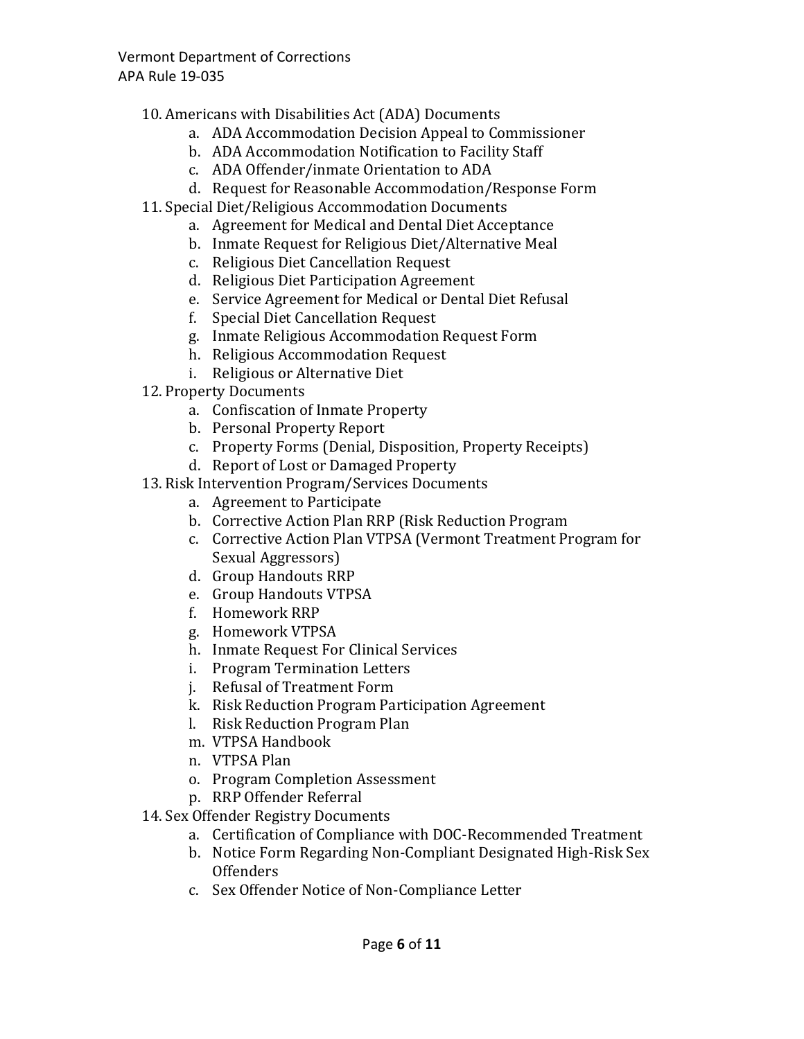10. Americans with Disabilities Act (ADA) Documents
    a. ADA Accommodation Decision Appeal to Commissioner
    b. ADA Accommodation Notification to Facility Staff
    c. ADA Offender/inmate Orientation to ADA
    d. Request for Reasonable Accommodation/Response Form
11. Special Diet/Religious Accommodation Documents
    a. Agreement for Medical and Dental Diet Acceptance
    b. Inmate Request for Religious Diet/Alternative Meal
    c. Religious Diet Cancellation Request
    d. Religious Diet Participation Agreement
    e. Service Agreement for Medical or Dental Diet Refusal
    f. Special Diet Cancellation Request
    g. Inmate Religious Accommodation Request Form
    h. Religious Accommodation Request
    i. Religious or Alternative Diet
12. Property Documents
    a. Confiscation of Inmate Property
    b. Personal Property Report
    c. Property Forms (Denial, Disposition, Property Receipts)
    d. Report of Lost or Damaged Property
13. Risk Intervention Program/Services Documents
    a. Agreement to Participate
    b. Corrective Action Plan RRP (Risk Reduction Program
    c. Corrective Action Plan VTPSA (Vermont Treatment Program for Sexual Aggressors)
    d. Group Handouts RRP
    e. Group Handouts VTPSA
    f. Homework RRP
    g. Homework VTPSA
    h. Inmate Request For Clinical Services
    i. Program Termination Letters
    j. Refusal of Treatment Form
    k. Risk Reduction Program Participation Agreement
    l. Risk Reduction Program Plan
    m. VTPSA Handbook
    n. VTPSA Plan
    o. Program Completion Assessment
    p. RRP Offender Referral
14. Sex Offender Registry Documents
    a. Certification of Compliance with DOC-Recommended Treatment
    b. Notice Form Regarding Non-Compliant Designated High-Risk Sex Offenders
    c. Sex Offender Notice of Non-Compliance Letter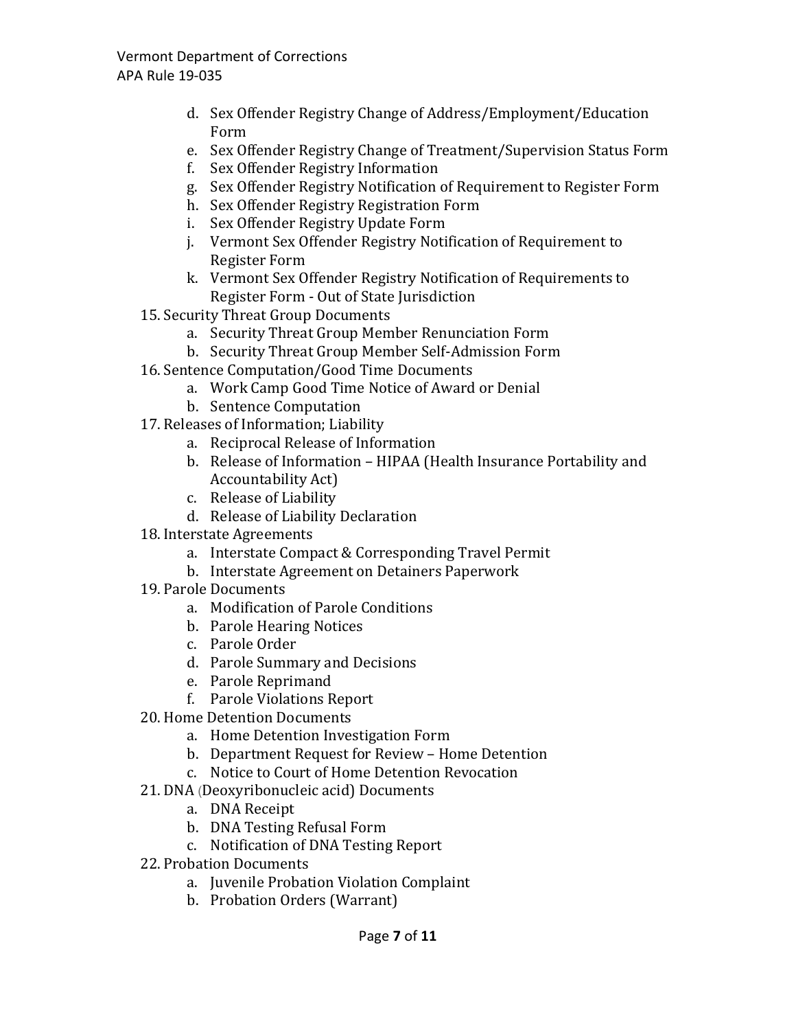d. Sex Offender Registry Change of Address/Employment/Education Form
   e. Sex Offender Registry Change of Treatment/Supervision Status Form
   f. Sex Offender Registry Information
   g. Sex Offender Registry Notification of Requirement to Register Form
   h. Sex Offender Registry Registration Form
   i. Sex Offender Registry Update Form
   j. Vermont Sex Offender Registry Notification of Requirement to Register Form
   k. Vermont Sex Offender Registry Notification of Requirements to Register Form - Out of State Jurisdiction

15. Security Threat Group Documents
   a. Security Threat Group Member Renunciation Form
   b. Security Threat Group Member Self-Admission Form
16. Sentence Computation/Good Time Documents
   a. Work Camp Good Time Notice of Award or Denial
   b. Sentence Computation
17. Releases of Information; Liability
   a. Reciprocal Release of Information
   b. Release of Information – HIPAA (Health Insurance Portability and Accountability Act)
   c. Release of Liability
   d. Release of Liability Declaration
18. Interstate Agreements
   a. Interstate Compact & Corresponding Travel Permit
   b. Interstate Agreement on Detainers Paperwork
19. Parole Documents
   a. Modification of Parole Conditions
   b. Parole Hearing Notices
   c. Parole Order
   d. Parole Summary and Decisions
   e. Parole Reprimand
   f. Parole Violations Report
20. Home Detention Documents
   a. Home Detention Investigation Form
   b. Department Request for Review – Home Detention
   c. Notice to Court of Home Detention Revocation
21. DNA (Deoxyribonucleic acid) Documents
   a. DNA Receipt
   b. DNA Testing Refusal Form
   c. Notification of DNA Testing Report
22. Probation Documents
   a. Juvenile Probation Violation Complaint
   b. Probation Orders (Warrant)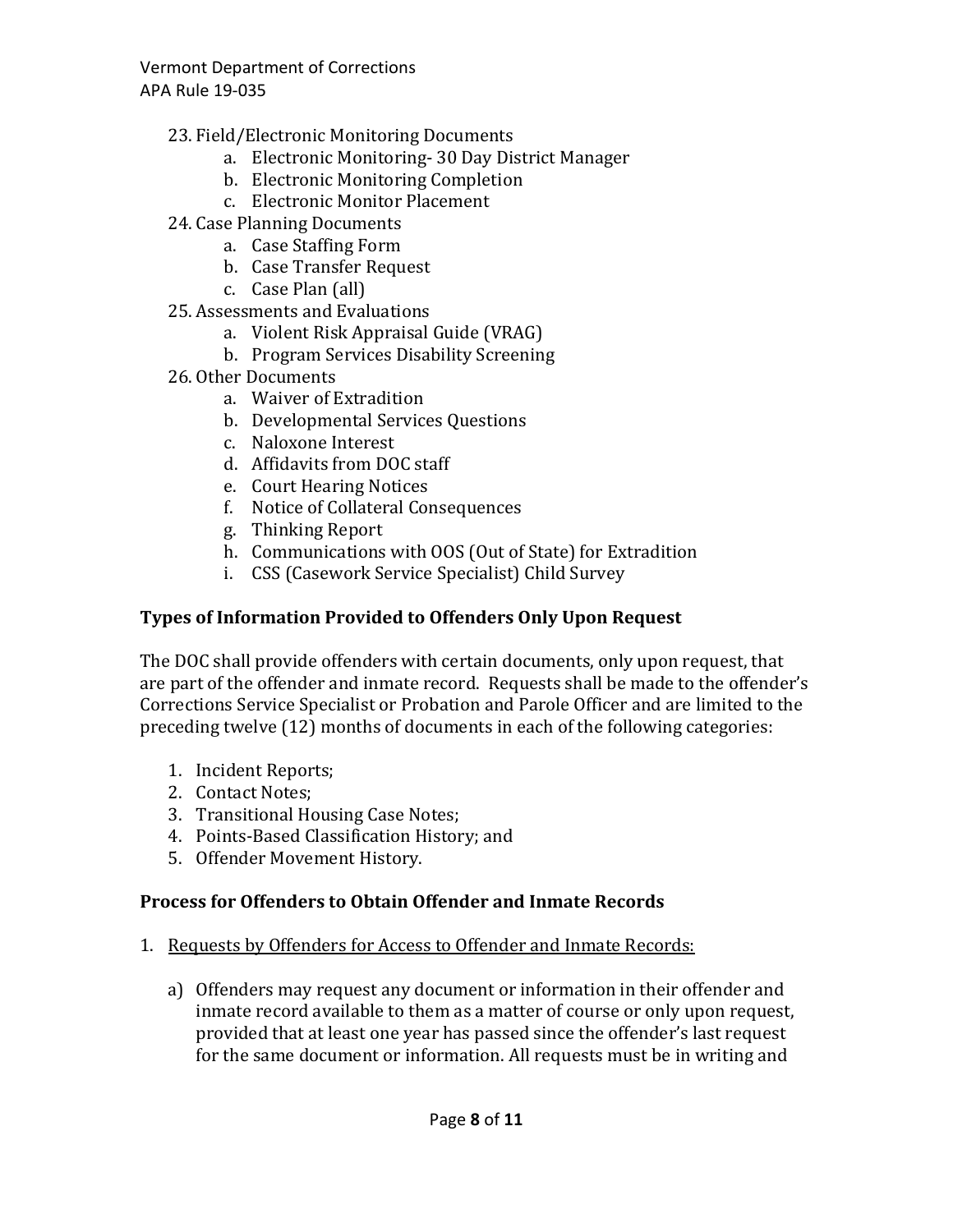23. Field/Electronic Monitoring Documents
    a. Electronic Monitoring- 30 Day District Manager
    b. Electronic Monitoring Completion
    c. Electronic Monitor Placement
24. Case Planning Documents
    a. Case Staffing Form
    b. Case Transfer Request
    c. Case Plan (all)
25. Assessments and Evaluations
    a. Violent Risk Appraisal Guide (VRAG)
    b. Program Services Disability Screening
26. Other Documents
    a. Waiver of Extradition
    b. Developmental Services Questions
    c. Naloxone Interest
    d. Affidavits from DOC staff
    e. Court Hearing Notices
    f. Notice of Collateral Consequences
    g. Thinking Report
    h. Communications with OOS (Out of State) for Extradition
    i. CSS (Casework Service Specialist) Child Survey

**Types of Information Provided to Offenders Only Upon Request**

The DOC shall provide offenders with certain documents, only upon request, that are part of the offender and inmate record. Requests shall be made to the offender's Corrections Service Specialist or Probation and Parole Officer and are limited to the preceding twelve (12) months of documents in each of the following categories:

1. Incident Reports;
2. Contact Notes;
3. Transitional Housing Case Notes;
4. Points-Based Classification History; and
5. Offender Movement History.

**Process for Offenders to Obtain Offender and Inmate Records**

1. <u>Requests by Offenders for Access to Offender and Inmate Records:</u>

   a) Offenders may request any document or information in their offender and inmate record available to them as a matter of course or only upon request, provided that at least one year has passed since the offender's last request for the same document or information. All requests must be in writing and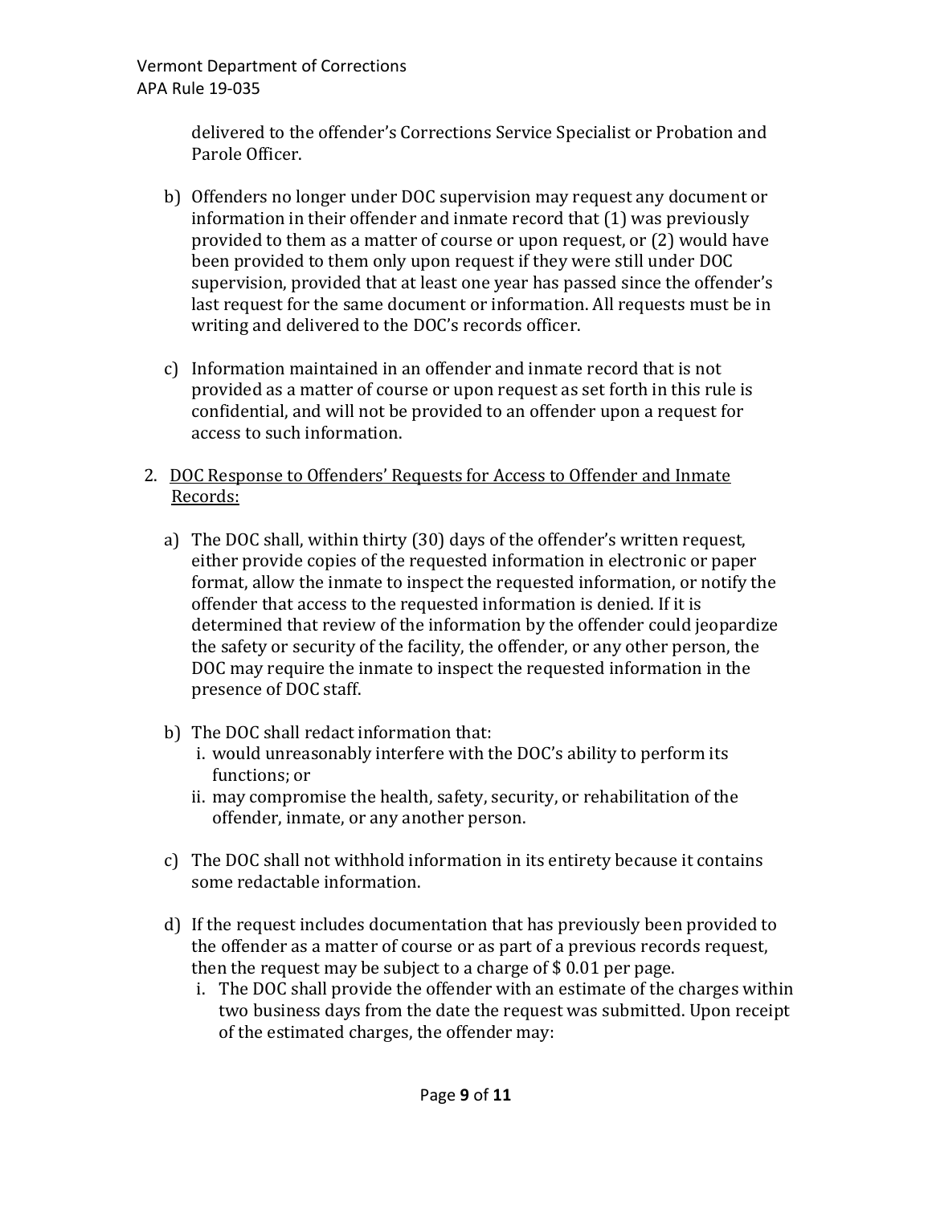delivered to the offender's Corrections Service Specialist or Probation and Parole Officer.

b) Offenders no longer under DOC supervision may request any document or information in their offender and inmate record that (1) was previously provided to them as a matter of course or upon request, or (2) would have been provided to them only upon request if they were still under DOC supervision, provided that at least one year has passed since the offender's last request for the same document or information. All requests must be in writing and delivered to the DOC's records officer.

c) Information maintained in an offender and inmate record that is not provided as a matter of course or upon request as set forth in this rule is confidential, and will not be provided to an offender upon a request for access to such information.

2. <u>DOC Response to Offenders' Requests for Access to Offender and Inmate Records:</u>

a) The DOC shall, within thirty (30) days of the offender's written request, either provide copies of the requested information in electronic or paper format, allow the inmate to inspect the requested information, or notify the offender that access to the requested information is denied. If it is determined that review of the information by the offender could jeopardize the safety or security of the facility, the offender, or any other person, the DOC may require the inmate to inspect the requested information in the presence of DOC staff.

b) The DOC shall redact information that:
   i. would unreasonably interfere with the DOC's ability to perform its functions; or
   ii. may compromise the health, safety, security, or rehabilitation of the offender, inmate, or any another person.

c) The DOC shall not withhold information in its entirety because it contains some redactable information.

d) If the request includes documentation that has previously been provided to the offender as a matter of course or as part of a previous records request, then the request may be subject to a charge of $ 0.01 per page.
   i. The DOC shall provide the offender with an estimate of the charges within two business days from the date the request was submitted. Upon receipt of the estimated charges, the offender may: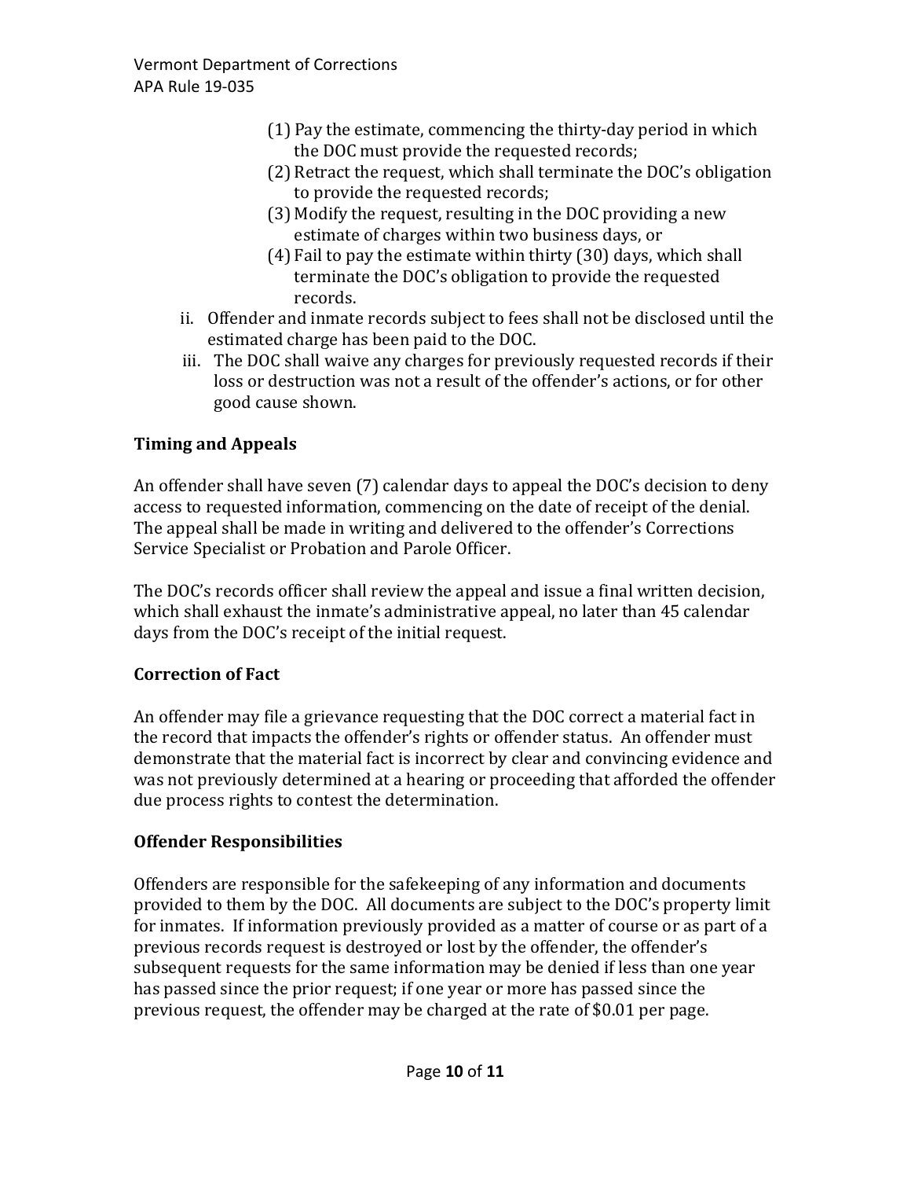(1) Pay the estimate, commencing the thirty-day period in which the DOC must provide the requested records;
(2) Retract the request, which shall terminate the DOC's obligation to provide the requested records;
(3) Modify the request, resulting in the DOC providing a new estimate of charges within two business days, or
(4) Fail to pay the estimate within thirty (30) days, which shall terminate the DOC's obligation to provide the requested records.

ii. Offender and inmate records subject to fees shall not be disclosed until the estimated charge has been paid to the DOC.

iii. The DOC shall waive any charges for previously requested records if their loss or destruction was not a result of the offender's actions, or for other good cause shown.

**Timing and Appeals**

An offender shall have seven (7) calendar days to appeal the DOC's decision to deny access to requested information, commencing on the date of receipt of the denial. The appeal shall be made in writing and delivered to the offender's Corrections Service Specialist or Probation and Parole Officer.

The DOC's records officer shall review the appeal and issue a final written decision, which shall exhaust the inmate's administrative appeal, no later than 45 calendar days from the DOC's receipt of the initial request.

**Correction of Fact**

An offender may file a grievance requesting that the DOC correct a material fact in the record that impacts the offender's rights or offender status. An offender must demonstrate that the material fact is incorrect by clear and convincing evidence and was not previously determined at a hearing or proceeding that afforded the offender due process rights to contest the determination.

**Offender Responsibilities**

Offenders are responsible for the safekeeping of any information and documents provided to them by the DOC. All documents are subject to the DOC's property limit for inmates. If information previously provided as a matter of course or as part of a previous records request is destroyed or lost by the offender, the offender's subsequent requests for the same information may be denied if less than one year has passed since the prior request; if one year or more has passed since the previous request, the offender may be charged at the rate of $0.01 per page.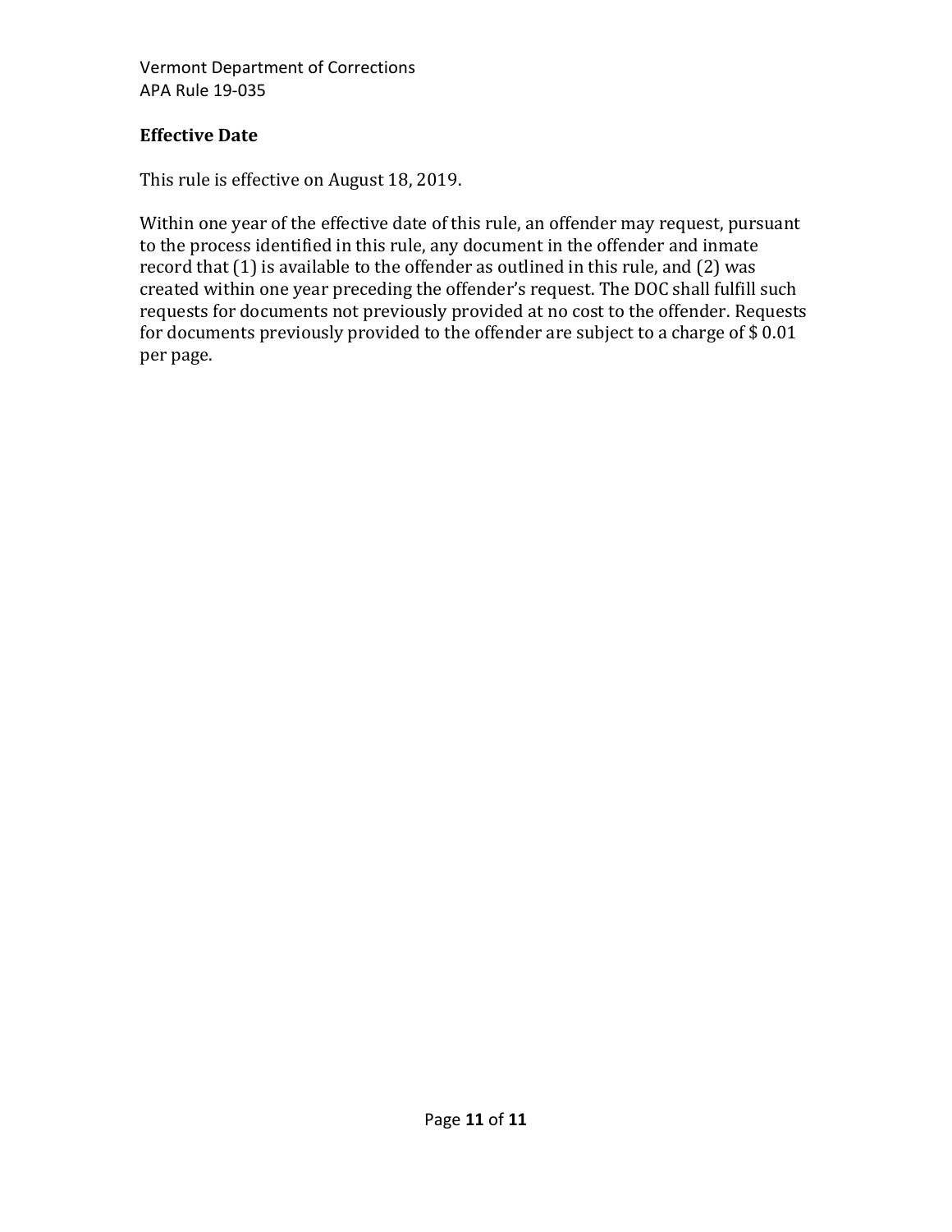**Effective Date**

This rule is effective on August 18, 2019.

Within one year of the effective date of this rule, an offender may request, pursuant to the process identified in this rule, any document in the offender and inmate record that (1) is available to the offender as outlined in this rule, and (2) was created within one year preceding the offender's request. The DOC shall fulfill such requests for documents not previously provided at no cost to the offender. Requests for documents previously provided to the offender are subject to a charge of $ 0.01 per page.